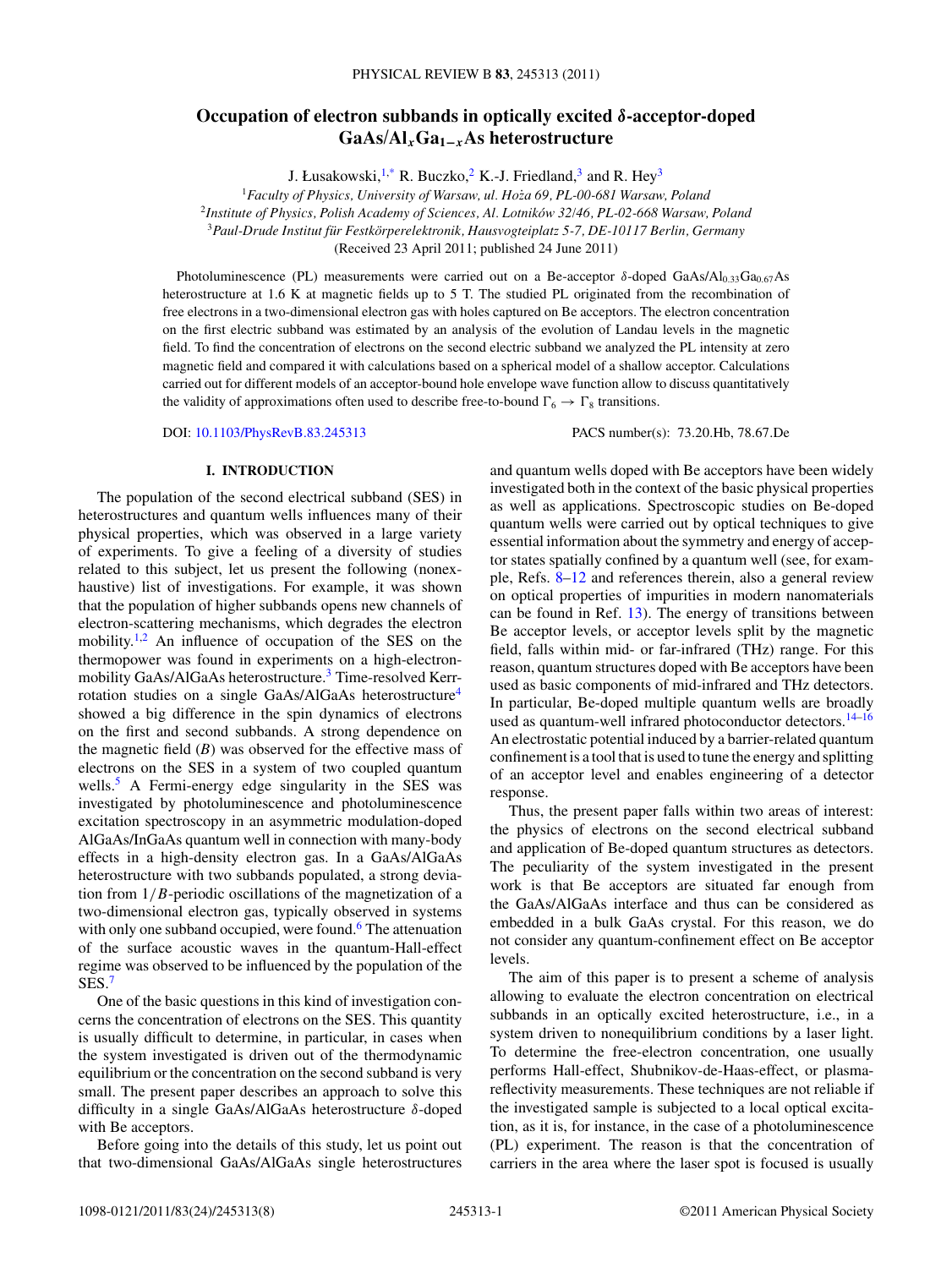# Occupation of electron subbands in optically excited δ-acceptor-doped $GaAs/Al_xGa_{1-x}As$ heterostructure

J. Łusakowski,[1,*] R. Buczko,[2] K.-J. Friedland,[3] and R. Hey[3]

[1]*Faculty of Physics, University of Warsaw, ul. Hoża 69, PL-00-681 Warsaw, Poland*
[2]*Institute of Physics, Polish Academy of Sciences, Al. Lotników 32/46, PL-02-668 Warsaw, Poland*
[3]*Paul-Drude Institut für Festkörperelektronik, Hausvogteiplatz 5-7, DE-10117 Berlin, Germany*

(Received 23 April 2011; published 24 June 2011)

Photoluminescence (PL) measurements were carried out on a Be-acceptor δ-doped $GaAs/Al_{0.33}Ga_{0.67}As$ heterostructure at 1.6 K at magnetic fields up to 5 T. The studied PL originated from the recombination of free electrons in a two-dimensional electron gas with holes captured on Be acceptors. The electron concentration on the first electric subband was estimated by an analysis of the evolution of Landau levels in the magnetic field. To find the concentration of electrons on the second electric subband we analyzed the PL intensity at zero magnetic field and compared it with calculations based on a spherical model of a shallow acceptor. Calculations carried out for different models of an acceptor-bound hole envelope wave function allow to discuss quantitatively the validity of approximations often used to describe free-to-bound $\Gamma_6 \rightarrow \Gamma_8$ transitions.

DOI: 10.1103/PhysRevB.83.245313

PACS number(s): 73.20.Hb, 78.67.De

## I. INTRODUCTION

The population of the second electrical subband (SES) in heterostructures and quantum wells influences many of their physical properties, which was observed in a large variety of experiments. To give a feeling of a diversity of studies related to this subject, let us present the following (nonexhaustive) list of investigations. For example, it was shown that the population of higher subbands opens new channels of electron-scattering mechanisms, which degrades the electron mobility.[1,2] An influence of occupation of the SES on the thermopower was found in experiments on a high-electron-mobility GaAs/AlGaAs heterostructure.[3] Time-resolved Kerr-rotation studies on a single GaAs/AlGaAs heterostructure[4] showed a big difference in the spin dynamics of electrons on the first and second subbands. A strong dependence on the magnetic field ($B$) was observed for the effective mass of electrons on the SES in a system of two coupled quantum wells.[5] A Fermi-energy edge singularity in the SES was investigated by photoluminescence and photoluminescence excitation spectroscopy in an asymmetric modulation-doped AlGaAs/InGaAs quantum well in connection with many-body effects in a high-density electron gas. In a GaAs/AlGaAs heterostructure with two subbands populated, a strong deviation from $1/B$-periodic oscillations of the magnetization of a two-dimensional electron gas, typically observed in systems with only one subband occupied, were found.[6] The attenuation of the surface acoustic waves in the quantum-Hall-effect regime was observed to be influenced by the population of the SES.[7]

One of the basic questions in this kind of investigation concerns the concentration of electrons on the SES. This quantity is usually difficult to determine, in particular, in cases when the system investigated is driven out of the thermodynamic equilibrium or the concentration on the second subband is very small. The present paper describes an approach to solve this difficulty in a single GaAs/AlGaAs heterostructure δ-doped with Be acceptors.

Before going into the details of this study, let us point out that two-dimensional GaAs/AlGaAs single heterostructures and quantum wells doped with Be acceptors have been widely investigated both in the context of the basic physical properties as well as applications. Spectroscopic studies on Be-doped quantum wells were carried out by optical techniques to give essential information about the symmetry and energy of acceptor states spatially confined by a quantum well (see, for example, Refs. 8–12 and references therein, also a general review on optical properties of impurities in modern nanomaterials can be found in Ref. 13). The energy of transitions between Be acceptor levels, or acceptor levels split by the magnetic field, falls within mid- or far-infrared (THz) range. For this reason, quantum structures doped with Be acceptors have been used as basic components of mid-infrared and THz detectors. In particular, Be-doped multiple quantum wells are broadly used as quantum-well infrared photoconductor detectors.[14–16] An electrostatic potential induced by a barrier-related quantum confinement is a tool that is used to tune the energy and splitting of an acceptor level and enables engineering of a detector response.

Thus, the present paper falls within two areas of interest: the physics of electrons on the second electrical subband and application of Be-doped quantum structures as detectors. The peculiarity of the system investigated in the present work is that Be acceptors are situated far enough from the GaAs/AlGaAs interface and thus can be considered as embedded in a bulk GaAs crystal. For this reason, we do not consider any quantum-confinement effect on Be acceptor levels.

The aim of this paper is to present a scheme of analysis allowing to evaluate the electron concentration on electrical subbands in an optically excited heterostructure, i.e., in a system driven to nonequilibrium conditions by a laser light. To determine the free-electron concentration, one usually performs Hall-effect, Shubnikov-de-Haas-effect, or plasma-reflectivity measurements. These techniques are not reliable if the investigated sample is subjected to a local optical excitation, as it is, for instance, in the case of a photoluminescence (PL) experiment. The reason is that the concentration of carriers in the area where the laser spot is focused is usually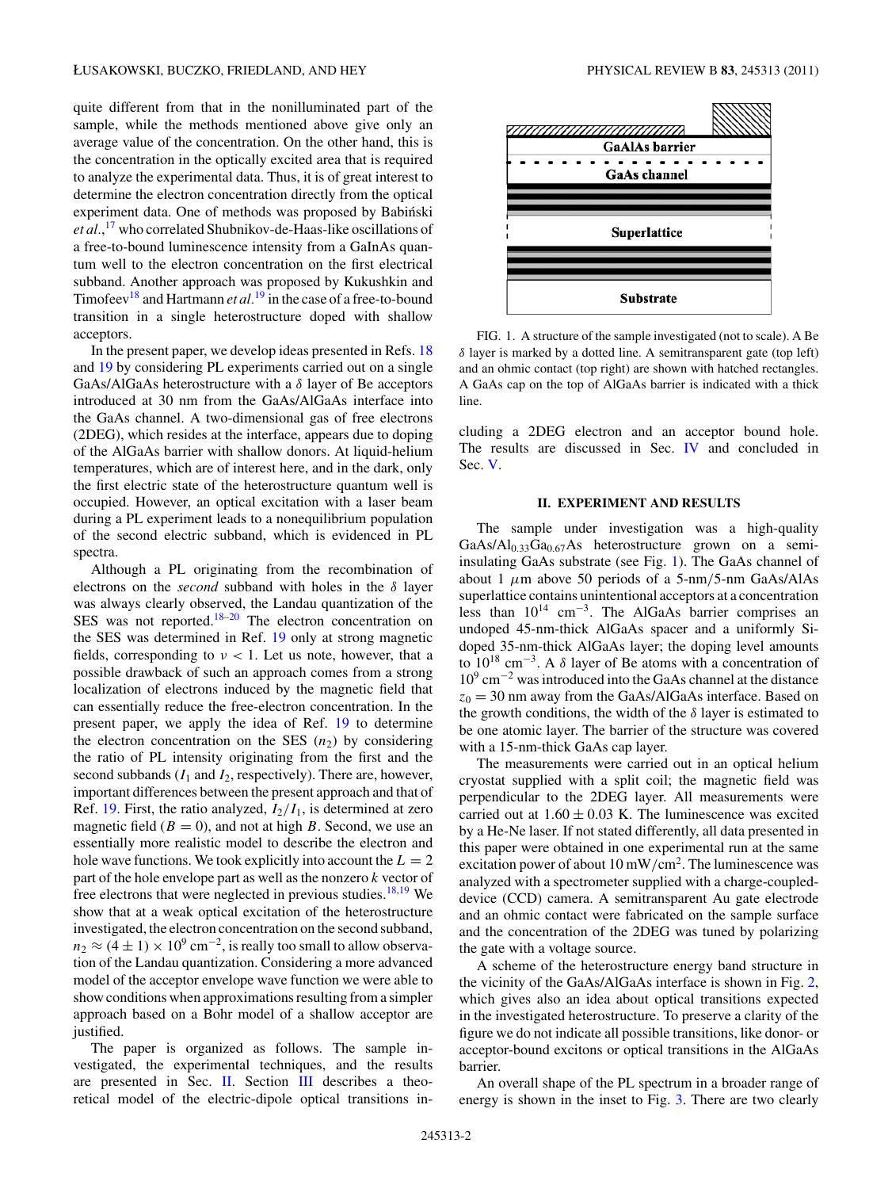quite different from that in the nonilluminated part of the sample, while the methods mentioned above give only an average value of the concentration. On the other hand, this is the concentration in the optically excited area that is required to analyze the experimental data. Thus, it is of great interest to determine the electron concentration directly from the optical experiment data. One of methods was proposed by Babiński *et al.*,[17] who correlated Shubnikov-de-Haas-like oscillations of a free-to-bound luminescence intensity from a GaInAs quantum well to the electron concentration on the first electrical subband. Another approach was proposed by Kukushkin and Timofeev[18] and Hartmann *et al.*[19] in the case of a free-to-bound transition in a single heterostructure doped with shallow acceptors.

In the present paper, we develop ideas presented in Refs. 18 and 19 by considering PL experiments carried out on a single GaAs/AlGaAs heterostructure with a $\delta$ layer of Be acceptors introduced at 30 nm from the GaAs/AlGaAs interface into the GaAs channel. A two-dimensional gas of free electrons (2DEG), which resides at the interface, appears due to doping of the AlGaAs barrier with shallow donors. At liquid-helium temperatures, which are of interest here, and in the dark, only the first electric state of the heterostructure quantum well is occupied. However, an optical excitation with a laser beam during a PL experiment leads to a nonequilibrium population of the second electric subband, which is evidenced in PL spectra.

Although a PL originating from the recombination of electrons on the *second* subband with holes in the $\delta$ layer was always clearly observed, the Landau quantization of the SES was not reported.[18–20] The electron concentration on the SES was determined in Ref. 19 only at strong magnetic fields, corresponding to $\nu < 1$. Let us note, however, that a possible drawback of such an approach comes from a strong localization of electrons induced by the magnetic field that can essentially reduce the free-electron concentration. In the present paper, we apply the idea of Ref. 19 to determine the electron concentration on the SES ($n_2$) by considering the ratio of PL intensity originating from the first and the second subbands ($I_1$ and $I_2$, respectively). There are, however, important differences between the present approach and that of Ref. 19. First, the ratio analyzed, $I_2/I_1$, is determined at zero magnetic field ($B = 0$), and not at high $B$. Second, we use an essentially more realistic model to describe the electron and hole wave functions. We took explicitly into account the $L = 2$ part of the hole envelope part as well as the nonzero $k$ vector of free electrons that were neglected in previous studies.[18,19] We show that at a weak optical excitation of the heterostructure investigated, the electron concentration on the second subband, $n_2 \approx (4 \pm 1) \times 10^9$ cm$^{-2}$, is really too small to allow observation of the Landau quantization. Considering a more advanced model of the acceptor envelope wave function we were able to show conditions when approximations resulting from a simpler approach based on a Bohr model of a shallow acceptor are justified.

The paper is organized as follows. The sample investigated, the experimental techniques, and the results are presented in Sec. II. Section III describes a theoretical model of the electric-dipole optical transitions including a 2DEG electron and an acceptor bound hole. The results are discussed in Sec. IV and concluded in Sec. V.

FIG. 1. A structure of the sample investigated (not to scale). A Be $\delta$ layer is marked by a dotted line. A semitransparent gate (top left) and an ohmic contact (top right) are shown with hatched rectangles. A GaAs cap on the top of AlGaAs barrier is indicated with a thick line.

## II. EXPERIMENT AND RESULTS

The sample under investigation was a high-quality GaAs/$Al_{0.33}Ga_{0.67}As$ heterostructure grown on a semi-insulating GaAs substrate (see Fig. 1). The GaAs channel of about 1 $\mu$m above 50 periods of a 5-nm/5-nm GaAs/AlAs superlattice contains unintentional acceptors at a concentration less than $10^{14}$ cm$^{-3}$. The AlGaAs barrier comprises an undoped 45-nm-thick AlGaAs spacer and a uniformly Si-doped 35-nm-thick AlGaAs layer; the doping level amounts to $10^{18}$ cm$^{-3}$. A $\delta$ layer of Be atoms with a concentration of $10^9$ cm$^{-2}$ was introduced into the GaAs channel at the distance $z_0 = 30$ nm away from the GaAs/AlGaAs interface. Based on the growth conditions, the width of the $\delta$ layer is estimated to be one atomic layer. The barrier of the structure was covered with a 15-nm-thick GaAs cap layer.

The measurements were carried out in an optical helium cryostat supplied with a split coil; the magnetic field was perpendicular to the 2DEG layer. All measurements were carried out at $1.60 \pm 0.03$ K. The luminescence was excited by a He-Ne laser. If not stated differently, all data presented in this paper were obtained in one experimental run at the same excitation power of about 10 mW/cm$^2$. The luminescence was analyzed with a spectrometer supplied with a charge-coupled-device (CCD) camera. A semitransparent Au gate electrode and an ohmic contact were fabricated on the sample surface and the concentration of the 2DEG was tuned by polarizing the gate with a voltage source.

A scheme of the heterostructure energy band structure in the vicinity of the GaAs/AlGaAs interface is shown in Fig. 2, which gives also an idea about optical transitions expected in the investigated heterostructure. To preserve a clarity of the figure we do not indicate all possible transitions, like donor- or acceptor-bound excitons or optical transitions in the AlGaAs barrier.

An overall shape of the PL spectrum in a broader range of energy is shown in the inset to Fig. 3. There are two clearly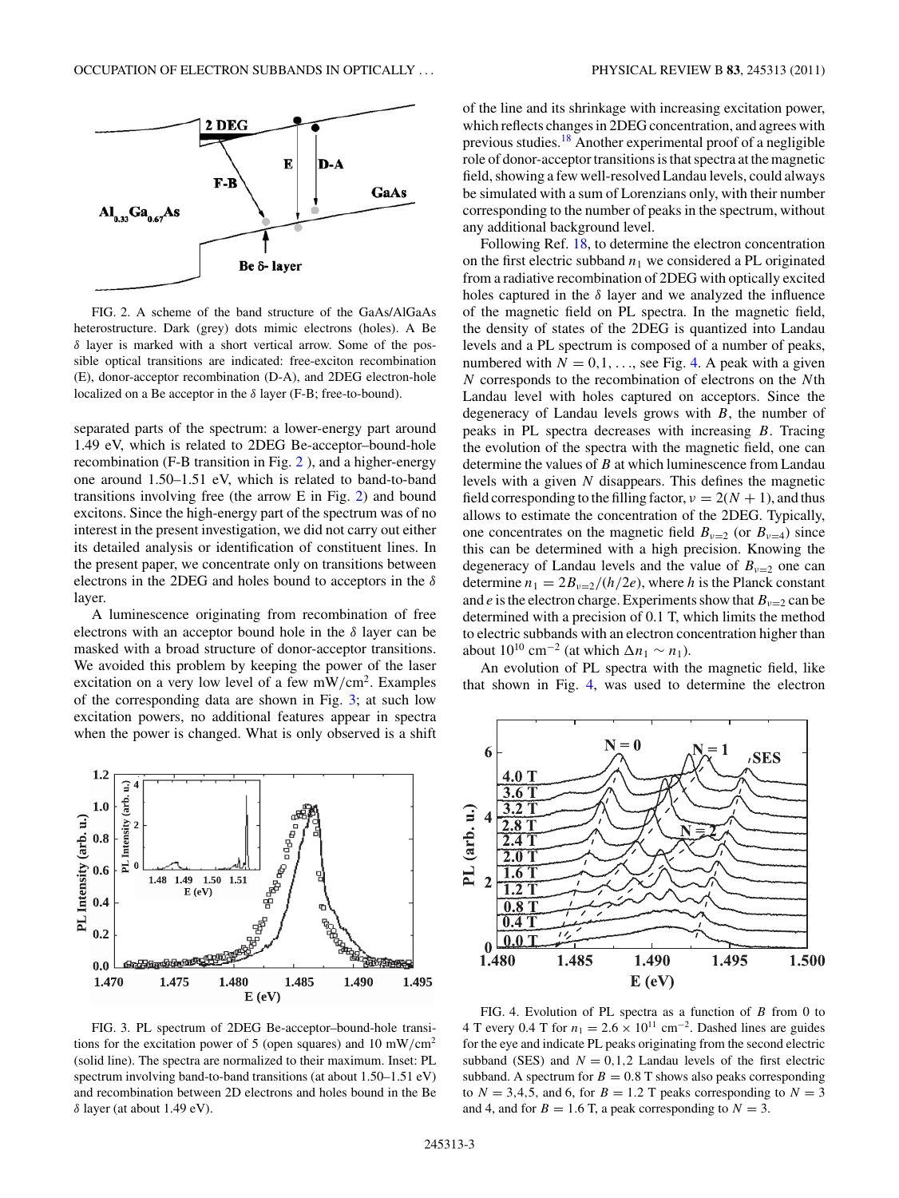FIG. 2. A scheme of the band structure of the GaAs/AlGaAs heterostructure. Dark (grey) dots mimic electrons (holes). A Be $\delta$ layer is marked with a short vertical arrow. Some of the possible optical transitions are indicated: free-exciton recombination (E), donor-acceptor recombination (D-A), and 2DEG electron-hole localized on a Be acceptor in the $\delta$ layer (F-B; free-to-bound).

separated parts of the spectrum: a lower-energy part around 1.49 eV, which is related to 2DEG Be-acceptor–bound-hole recombination (F-B transition in Fig. 2 ), and a higher-energy one around 1.50–1.51 eV, which is related to band-to-band transitions involving free (the arrow E in Fig. 2) and bound excitons. Since the high-energy part of the spectrum was of no interest in the present investigation, we did not carry out either its detailed analysis or identification of constituent lines. In the present paper, we concentrate only on transitions between electrons in the 2DEG and holes bound to acceptors in the $\delta$ layer.

A luminescence originating from recombination of free electrons with an acceptor bound hole in the $\delta$ layer can be masked with a broad structure of donor-acceptor transitions. We avoided this problem by keeping the power of the laser excitation on a very low level of a few mW/cm$^2$. Examples of the corresponding data are shown in Fig. 3; at such low excitation powers, no additional features appear in spectra when the power is changed. What is only observed is a shift of the line and its shrinkage with increasing excitation power, which reflects changes in 2DEG concentration, and agrees with previous studies.[18] Another experimental proof of a negligible role of donor-acceptor transitions is that spectra at the magnetic field, showing a few well-resolved Landau levels, could always be simulated with a sum of Lorenzians only, with their number corresponding to the number of peaks in the spectrum, without any additional background level.

Following Ref. 18, to determine the electron concentration on the first electric subband $n_1$ we considered a PL originated from a radiative recombination of 2DEG with optically excited holes captured in the $\delta$ layer and we analyzed the influence of the magnetic field on PL spectra. In the magnetic field, the density of states of the 2DEG is quantized into Landau levels and a PL spectrum is composed of a number of peaks, numbered with $N = 0,1,\ldots$, see Fig. 4. A peak with a given $N$ corresponds to the recombination of electrons on the $N$th Landau level with holes captured on acceptors. Since the degeneracy of Landau levels grows with $B$, the number of peaks in PL spectra decreases with increasing $B$. Tracing the evolution of the spectra with the magnetic field, one can determine the values of $B$ at which luminescence from Landau levels with a given $N$ disappears. This defines the magnetic field corresponding to the filling factor, $\nu = 2(N+1)$, and thus allows to estimate the concentration of the 2DEG. Typically, one concentrates on the magnetic field $B_{\nu=2}$ (or $B_{\nu=4}$) since this can be determined with a high precision. Knowing the degeneracy of Landau levels and the value of $B_{\nu=2}$ one can determine $n_1 = 2B_{\nu=2}/(h/2e)$, where $h$ is the Planck constant and $e$ is the electron charge. Experiments show that $B_{\nu=2}$ can be determined with a precision of 0.1 T, which limits the method to electric subbands with an electron concentration higher than about $10^{10}$ cm$^{-2}$ (at which $\Delta n_1 \sim n_1$).

An evolution of PL spectra with the magnetic field, like that shown in Fig. 4, was used to determine the electron

FIG. 3. PL spectrum of 2DEG Be-acceptor–bound-hole transitions for the excitation power of 5 (open squares) and 10 mW/cm$^2$ (solid line). The spectra are normalized to their maximum. Inset: PL spectrum involving band-to-band transitions (at about 1.50–1.51 eV) and recombination between 2D electrons and holes bound in the Be $\delta$ layer (at about 1.49 eV).

FIG. 4. Evolution of PL spectra as a function of $B$ from 0 to 4 T every 0.4 T for $n_1 = 2.6 \times 10^{11}$ cm$^{-2}$. Dashed lines are guides for the eye and indicate PL peaks originating from the second electric subband (SES) and $N = 0,1,2$ Landau levels of the first electric subband. A spectrum for $B = 0.8$ T shows also peaks corresponding to $N = 3,4,5$, and 6, for $B = 1.2$ T peaks corresponding to $N = 3$ and 4, and for $B = 1.6$ T, a peak corresponding to $N = 3$.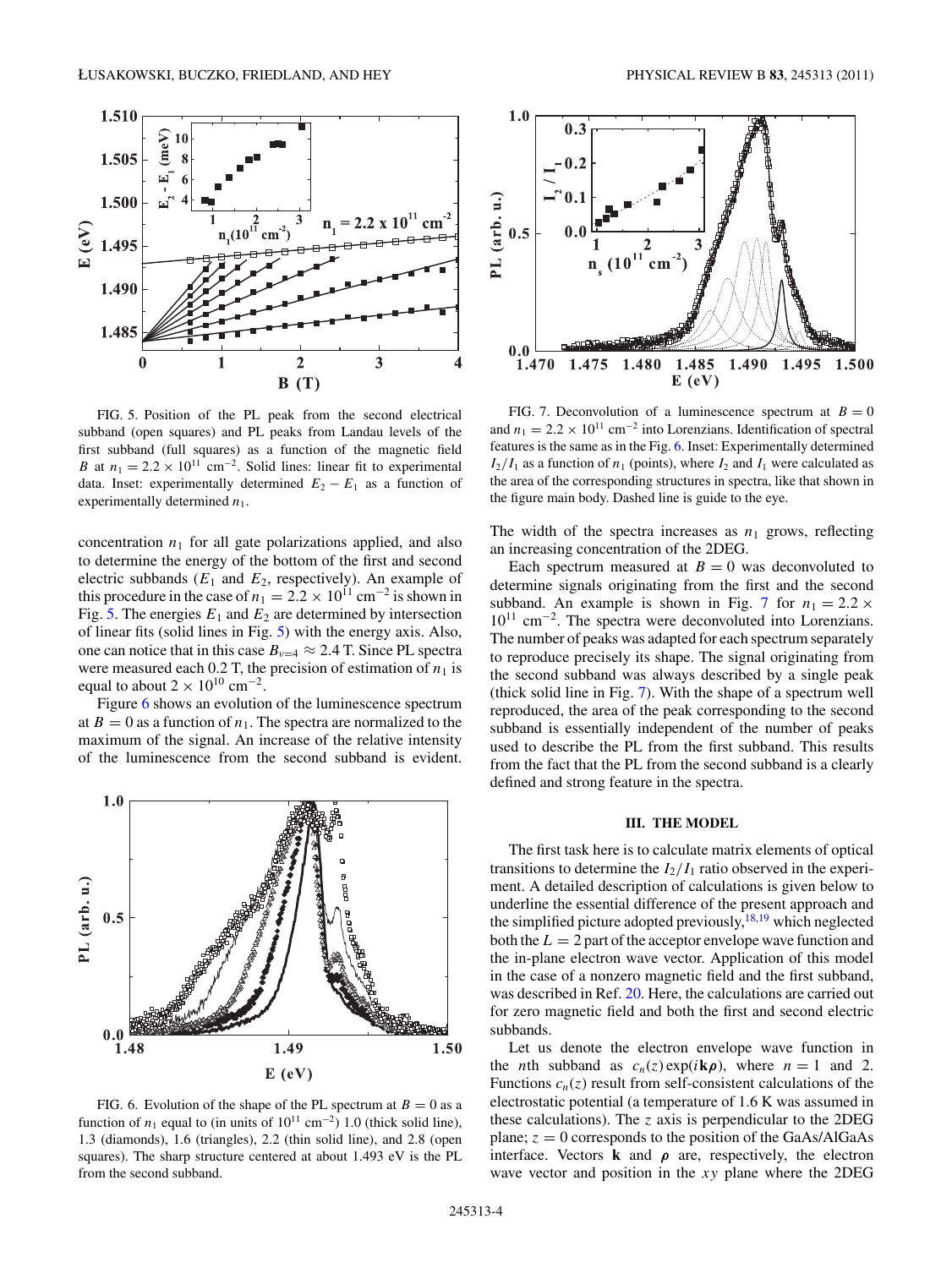FIG. 5. Position of the PL peak from the second electrical subband (open squares) and PL peaks from Landau levels of the first subband (full squares) as a function of the magnetic field $B$ at $n_1 = 2.2 \times 10^{11}$ cm$^{-2}$. Solid lines: linear fit to experimental data. Inset: experimentally determined $E_2 - E_1$ as a function of experimentally determined $n_1$.

concentration $n_1$ for all gate polarizations applied, and also to determine the energy of the bottom of the first and second electric subbands ($E_1$ and $E_2$, respectively). An example of this procedure in the case of $n_1 = 2.2 \times 10^{11}$ cm$^{-2}$ is shown in Fig. 5. The energies $E_1$ and $E_2$ are determined by intersection of linear fits (solid lines in Fig. 5) with the energy axis. Also, one can notice that in this case $B_{\nu=4} \approx 2.4$ T. Since PL spectra were measured each 0.2 T, the precision of estimation of $n_1$ is equal to about $2 \times 10^{10}$ cm$^{-2}$.

Figure 6 shows an evolution of the luminescence spectrum at $B = 0$ as a function of $n_1$. The spectra are normalized to the maximum of the signal. An increase of the relative intensity of the luminescence from the second subband is evident.

FIG. 6. Evolution of the shape of the PL spectrum at $B = 0$ as a function of $n_1$ equal to (in units of $10^{11}$ cm$^{-2}$) 1.0 (thick solid line), 1.3 (diamonds), 1.6 (triangles), 2.2 (thin solid line), and 2.8 (open squares). The sharp structure centered at about 1.493 eV is the PL from the second subband.

FIG. 7. Deconvolution of a luminescence spectrum at $B = 0$ and $n_1 = 2.2 \times 10^{11}$ cm$^{-2}$ into Lorenzians. Identification of spectral features is the same as in the Fig. 6. Inset: Experimentally determined $I_2/I_1$ as a function of $n_1$ (points), where $I_2$ and $I_1$ were calculated as the area of the corresponding structures in spectra, like that shown in the figure main body. Dashed line is guide to the eye.

The width of the spectra increases as $n_1$ grows, reflecting an increasing concentration of the 2DEG.

Each spectrum measured at $B = 0$ was deconvoluted to determine signals originating from the first and the second subband. An example is shown in Fig. 7 for $n_1 = 2.2 \times 10^{11}$ cm$^{-2}$. The spectra were deconvoluted into Lorenzians. The number of peaks was adapted for each spectrum separately to reproduce precisely its shape. The signal originating from the second subband was always described by a single peak (thick solid line in Fig. 7). With the shape of a spectrum well reproduced, the area of the peak corresponding to the second subband is essentially independent of the number of peaks used to describe the PL from the first subband. This results from the fact that the PL from the second subband is a clearly defined and strong feature in the spectra.

## III. THE MODEL

The first task here is to calculate matrix elements of optical transitions to determine the $I_2/I_1$ ratio observed in the experiment. A detailed description of calculations is given below to underline the essential difference of the present approach and the simplified picture adopted previously,[18,19] which neglected both the $L = 2$ part of the acceptor envelope wave function and the in-plane electron wave vector. Application of this model in the case of a nonzero magnetic field and the first subband, was described in Ref. 20. Here, the calculations are carried out for zero magnetic field and both the first and second electric subbands.

Let us denote the electron envelope wave function in the $n$th subband as $c_n(z)\exp(i\mathbf{k}\boldsymbol{\rho})$, where $n = 1$ and 2. Functions $c_n(z)$ result from self-consistent calculations of the electrostatic potential (a temperature of 1.6 K was assumed in these calculations). The $z$ axis is perpendicular to the 2DEG plane; $z = 0$ corresponds to the position of the GaAs/AlGaAs interface. Vectors $\mathbf{k}$ and $\boldsymbol{\rho}$ are, respectively, the electron wave vector and position in the $xy$ plane where the 2DEG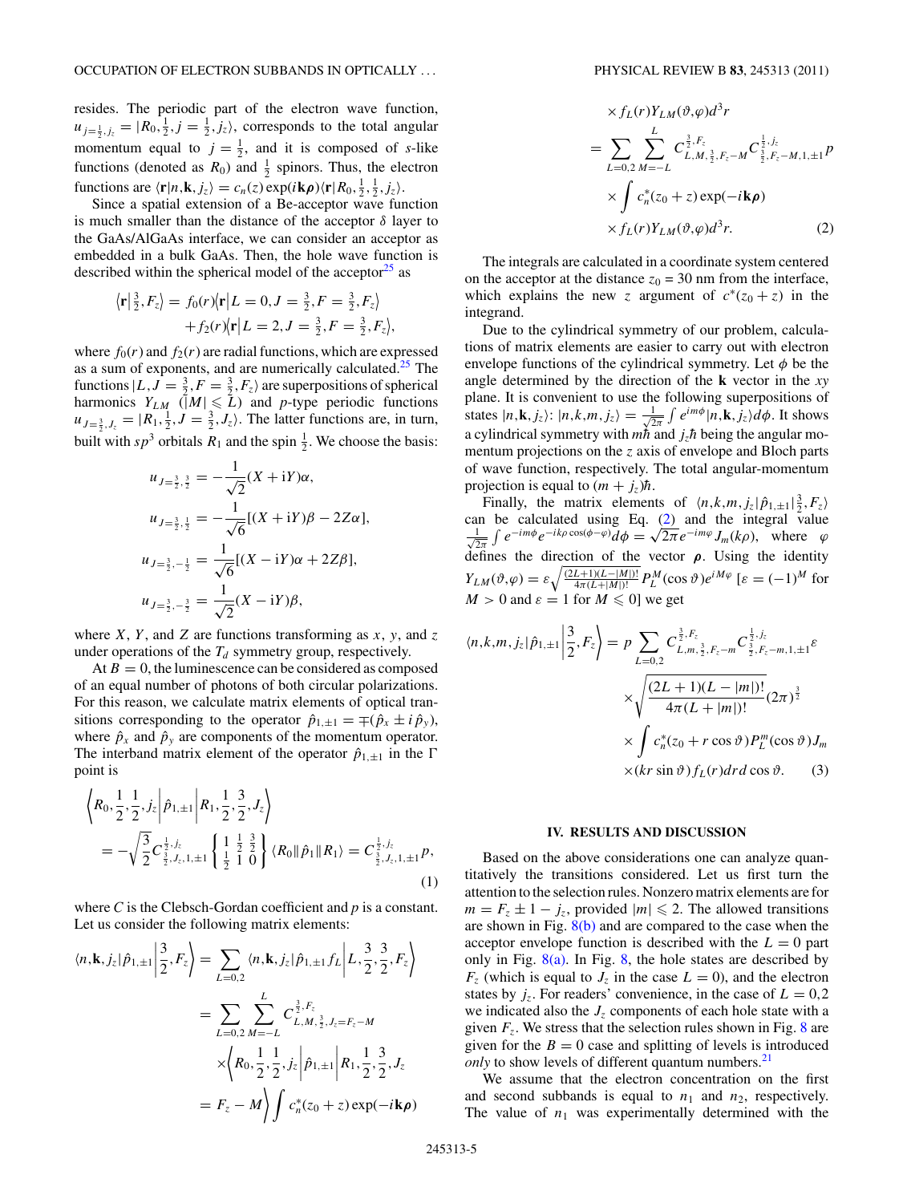resides. The periodic part of the electron wave function, $u_{j=\frac{1}{2},j_z} = |R_0, \frac{1}{2}, j = \frac{1}{2}, j_z\rangle$, corresponds to the total angular momentum equal to $j = \frac{1}{2}$, and it is composed of $s$-like functions (denoted as $R_0$) and $\frac{1}{2}$ spinors. Thus, the electron functions are $\langle \mathbf{r}|n,\mathbf{k},j_z\rangle = c_n(z)\exp(i\mathbf{k}\boldsymbol{\rho})\langle \mathbf{r}|R_0,\frac{1}{2},\frac{1}{2},j_z\rangle$.

Since a spatial extension of a Be-acceptor wave function is much smaller than the distance of the acceptor $\delta$ layer to the GaAs/AlGaAs interface, we can consider an acceptor as embedded in a bulk GaAs. Then, the hole wave function is described within the spherical model of the acceptor[25] as

$$\left\langle \mathbf{r}\middle|\tfrac{3}{2},F_z\right\rangle = f_0(r)\left\langle \mathbf{r}\middle|L=0,J=\tfrac{3}{2},F=\tfrac{3}{2},F_z\right\rangle + f_2(r)\left\langle \mathbf{r}\middle|L=2,J=\tfrac{3}{2},F=\tfrac{3}{2},F_z\right\rangle,$$

where $f_0(r)$ and $f_2(r)$ are radial functions, which are expressed as a sum of exponents, and are numerically calculated.[25] The functions $|L,J=\frac{3}{2},F=\frac{3}{2},F_z\rangle$ are superpositions of spherical harmonics $Y_{LM}$ ($|M| \leqslant L$) and $p$-type periodic functions $u_{J=\frac{3}{2},J_z} = |R_1,\frac{1}{2},J=\frac{3}{2},J_z\rangle$. The latter functions are, in turn, built with $sp^3$ orbitals $R_1$ and the spin $\frac{1}{2}$. We choose the basis:

$$u_{J=\frac{3}{2},\frac{3}{2}} = -\frac{1}{\sqrt{2}}(X+\mathrm{i}Y)\alpha,$$

$$u_{J=\frac{3}{2},\frac{1}{2}} = -\frac{1}{\sqrt{6}}[(X+\mathrm{i}Y)\beta - 2Z\alpha],$$

$$u_{J=\frac{3}{2},-\frac{1}{2}} = \frac{1}{\sqrt{6}}[(X-\mathrm{i}Y)\alpha + 2Z\beta],$$

$$u_{J=\frac{3}{2},-\frac{3}{2}} = \frac{1}{\sqrt{2}}(X-\mathrm{i}Y)\beta,$$

where $X$, $Y$, and $Z$ are functions transforming as $x$, $y$, and $z$ under operations of the $T_d$ symmetry group, respectively.

At $B = 0$, the luminescence can be considered as composed of an equal number of photons of both circular polarizations. For this reason, we calculate matrix elements of optical transitions corresponding to the operator $\hat{p}_{1,\pm 1} = \mp(\hat{p}_x \pm i\,\hat{p}_y)$, where $\hat{p}_x$ and $\hat{p}_y$ are components of the momentum operator. The interband matrix element of the operator $\hat{p}_{1,\pm 1}$ in the $\Gamma$ point is

$$\left\langle R_0,\frac{1}{2},\frac{1}{2},j_z\middle|\hat{p}_{1,\pm 1}\middle|R_1,\frac{1}{2},\frac{3}{2},J_z\right\rangle = -\sqrt{\frac{3}{2}}C^{\frac{1}{2},j_z}_{\frac{3}{2},J_z,1,\pm 1}\begin{Bmatrix}1 & \frac{1}{2} & \frac{3}{2}\\ \frac{1}{2} & 1 & 0\end{Bmatrix}\langle R_0\|\hat{p}_1\|R_1\rangle = C^{\frac{1}{2},j_z}_{\frac{3}{2},J_z,1,\pm 1}p, \tag{1}$$

where $C$ is the Clebsch-Gordan coefficient and $p$ is a constant. Let us consider the following matrix elements:

$$\begin{aligned}\langle n,\mathbf{k},j_z|\hat{p}_{1,\pm 1}\left|\frac{3}{2},F_z\right\rangle &= \sum_{L=0,2}\langle n,\mathbf{k},j_z|\hat{p}_{1,\pm 1}f_L\left|L,\frac{3}{2},\frac{3}{2},F_z\right\rangle \\ &= \sum_{L=0,2}\sum_{M=-L}^{L}C^{\frac{3}{2},F_z}_{L,M,\frac{3}{2},J_z=F_z-M} \\ &\quad\times\left\langle R_0,\frac{1}{2},\frac{1}{2},j_z\middle|\hat{p}_{1,\pm 1}\middle|R_1,\frac{1}{2},\frac{3}{2},J_z\right. \\ &\quad\left.= F_z - M\right\rangle\int c_n^*(z_0+z)\exp(-i\mathbf{k}\boldsymbol{\rho}) \\ &\quad\times f_L(r)Y_{LM}(\vartheta,\varphi)d^3r \\ &= \sum_{L=0,2}\sum_{M=-L}^{L}C^{\frac{3}{2},F_z}_{L,M,\frac{3}{2},F_z-M}C^{\frac{1}{2},j_z}_{\frac{3}{2},F_z-M,1,\pm 1}p \\ &\quad\times\int c_n^*(z_0+z)\exp(-i\mathbf{k}\boldsymbol{\rho}) \\ &\quad\times f_L(r)Y_{LM}(\vartheta,\varphi)d^3r.\end{aligned} \tag{2}$$

The integrals are calculated in a coordinate system centered on the acceptor at the distance $z_0 = 30$ nm from the interface, which explains the new $z$ argument of $c^*(z_0+z)$ in the integrand.

Due to the cylindrical symmetry of our problem, calculations of matrix elements are easier to carry out with electron envelope functions of the cylindrical symmetry. Let $\phi$ be the angle determined by the direction of the $\mathbf{k}$ vector in the $xy$ plane. It is convenient to use the following superpositions of states $|n,\mathbf{k},j_z\rangle$: $|n,k,m,j_z\rangle = \frac{1}{\sqrt{2\pi}}\int e^{im\phi}|n,\mathbf{k},j_z\rangle d\phi$. It shows a cylindrical symmetry with $m\hbar$ and $j_z\hbar$ being the angular momentum projections on the $z$ axis of envelope and Bloch parts of wave function, respectively. The total angular-momentum projection is equal to $(m+j_z)\hbar$.

Finally, the matrix elements of $\langle n,k,m,j_z|\hat{p}_{1,\pm 1}|\frac{3}{2},F_z\rangle$ can be calculated using Eq. (2) and the integral value $\frac{1}{\sqrt{2\pi}}\int e^{-im\phi}e^{-ik\rho\cos(\phi-\varphi)}d\phi = \sqrt{2\pi}e^{-im\varphi}J_m(k\rho)$, where $\varphi$ defines the direction of the vector $\boldsymbol{\rho}$. Using the identity $Y_{LM}(\vartheta,\varphi) = \varepsilon\sqrt{\frac{(2L+1)(L-|M|)!}{4\pi(L+|M|)!}}P_L^M(\cos\vartheta)e^{iM\varphi}$ [$\varepsilon = (-1)^M$ for $M > 0$ and $\varepsilon = 1$ for $M \leqslant 0$] we get

$$\begin{aligned}\langle n,k,m,j_z|\hat{p}_{1,\pm 1}\left|\frac{3}{2},F_z\right\rangle &= p\sum_{L=0,2}C^{\frac{3}{2},F_z}_{L,m,\frac{3}{2},F_z-m}C^{\frac{1}{2},j_z}_{\frac{3}{2},F_z-m,1,\pm 1}\varepsilon \\ &\quad\times\sqrt{\frac{(2L+1)(L-|m|)!}{4\pi(L+|m|)!}}(2\pi)^{\frac{3}{2}} \\ &\quad\times\int c_n^*(z_0+r\cos\vartheta)P_L^m(\cos\vartheta)J_m \\ &\quad\times(kr\sin\vartheta)f_L(r)dr\,d\cos\vartheta.\end{aligned} \tag{3}$$

## IV. RESULTS AND DISCUSSION

Based on the above considerations one can analyze quantitatively the transitions considered. Let us first turn the attention to the selection rules. Nonzero matrix elements are for $m = F_z \pm 1 - j_z$, provided $|m| \leqslant 2$. The allowed transitions are shown in Fig. 8(b) and are compared to the case when the acceptor envelope function is described with the $L = 0$ part only in Fig. 8(a). In Fig. 8, the hole states are described by $F_z$ (which is equal to $J_z$ in the case $L = 0$), and the electron states by $j_z$. For readers' convenience, in the case of $L = 0,2$ we indicated also the $J_z$ components of each hole state with a given $F_z$. We stress that the selection rules shown in Fig. 8 are given for the $B = 0$ case and splitting of levels is introduced *only* to show levels of different quantum numbers.[21]

We assume that the electron concentration on the first and second subbands is equal to $n_1$ and $n_2$, respectively. The value of $n_1$ was experimentally determined with the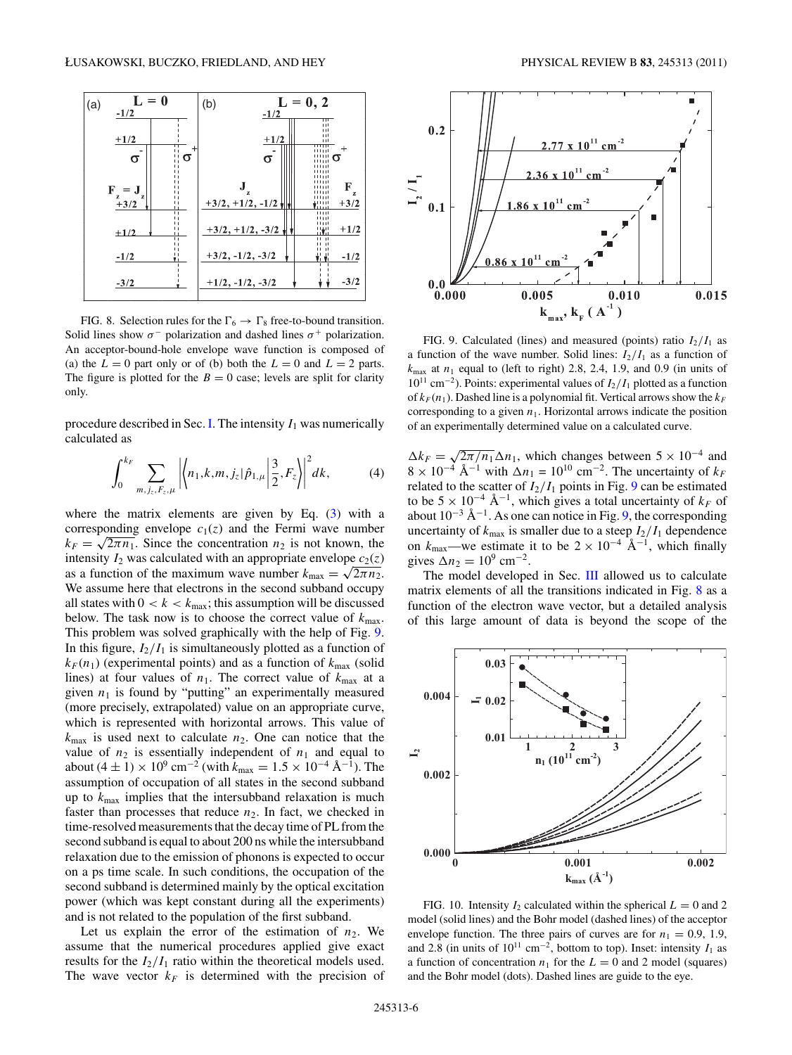FIG. 8. Selection rules for the $\Gamma_6 \rightarrow \Gamma_8$ free-to-bound transition. Solid lines show $\sigma^-$ polarization and dashed lines $\sigma^+$ polarization. An acceptor-bound-hole envelope wave function is composed of (a) the $L = 0$ part only or of (b) both the $L = 0$ and $L = 2$ parts. The figure is plotted for the $B = 0$ case; levels are split for clarity only.

procedure described in Sec. I. The intensity $I_1$ was numerically calculated as

$$\int_0^{k_F} \sum_{m,j_z,F_z,\mu} \left| \left\langle n_1,k,m,j_z \left| \hat{p}_{1,\mu} \right| \frac{3}{2}, F_z \right\rangle \right|^2 dk, \tag{4}$$

where the matrix elements are given by Eq. (3) with a corresponding envelope $c_1(z)$ and the Fermi wave number $k_F = \sqrt{2\pi n_1}$. Since the concentration $n_2$ is not known, the intensity $I_2$ was calculated with an appropriate envelope $c_2(z)$ as a function of the maximum wave number $k_{\max} = \sqrt{2\pi n_2}$. We assume here that electrons in the second subband occupy all states with $0 < k < k_{\max}$; this assumption will be discussed below. The task now is to choose the correct value of $k_{\max}$. This problem was solved graphically with the help of Fig. 9. In this figure, $I_2/I_1$ is simultaneously plotted as a function of $k_F(n_1)$ (experimental points) and as a function of $k_{\max}$ (solid lines) at four values of $n_1$. The correct value of $k_{\max}$ at a given $n_1$ is found by "putting" an experimentally measured (more precisely, extrapolated) value on an appropriate curve, which is represented with horizontal arrows. This value of $k_{\max}$ is used next to calculate $n_2$. One can notice that the value of $n_2$ is essentially independent of $n_1$ and equal to about $(4 \pm 1) \times 10^9$ cm$^{-2}$ (with $k_{\max} = 1.5 \times 10^{-4}$ Å$^{-1}$). The assumption of occupation of all states in the second subband up to $k_{\max}$ implies that the intersubband relaxation is much faster than processes that reduce $n_2$. In fact, we checked in time-resolved measurements that the decay time of PL from the second subband is equal to about 200 ns while the intersubband relaxation due to the emission of phonons is expected to occur on a ps time scale. In such conditions, the occupation of the second subband is determined mainly by the optical excitation power (which was kept constant during all the experiments) and is not related to the population of the first subband.

Let us explain the error of the estimation of $n_2$. We assume that the numerical procedures applied give exact results for the $I_2/I_1$ ratio within the theoretical models used. The wave vector $k_F$ is determined with the precision of $\Delta k_F = \sqrt{2\pi/n_1}\Delta n_1$, which changes between $5 \times 10^{-4}$ and $8 \times 10^{-4}$ Å$^{-1}$ with $\Delta n_1 = 10^{10}$ cm$^{-2}$. The uncertainty of $k_F$ related to the scatter of $I_2/I_1$ points in Fig. 9 can be estimated to be $5 \times 10^{-4}$ Å$^{-1}$, which gives a total uncertainty of $k_F$ of about $10^{-3}$ Å$^{-1}$. As one can notice in Fig. 9, the corresponding uncertainty of $k_{\max}$ is smaller due to a steep $I_2/I_1$ dependence on $k_{\max}$—we estimate it to be $2 \times 10^{-4}$ Å$^{-1}$, which finally gives $\Delta n_2 = 10^9$ cm$^{-2}$.

FIG. 9. Calculated (lines) and measured (points) ratio $I_2/I_1$ as a function of the wave number. Solid lines: $I_2/I_1$ as a function of $k_{\max}$ at $n_1$ equal to (left to right) 2.8, 2.4, 1.9, and 0.9 (in units of $10^{11}$ cm$^{-2}$). Points: experimental values of $I_2/I_1$ plotted as a function of $k_F(n_1)$. Dashed line is a polynomial fit. Vertical arrows show the $k_F$ corresponding to a given $n_1$. Horizontal arrows indicate the position of an experimentally determined value on a calculated curve.

The model developed in Sec. III allowed us to calculate matrix elements of all the transitions indicated in Fig. 8 as a function of the electron wave vector, but a detailed analysis of this large amount of data is beyond the scope of the

FIG. 10. Intensity $I_2$ calculated within the spherical $L = 0$ and 2 model (solid lines) and the Bohr model (dashed lines) of the acceptor envelope function. The three pairs of curves are for $n_1 = 0.9$, 1.9, and 2.8 (in units of $10^{11}$ cm$^{-2}$, bottom to top). Inset: intensity $I_1$ as a function of concentration $n_1$ for the $L = 0$ and 2 model (squares) and the Bohr model (dots). Dashed lines are guide to the eye.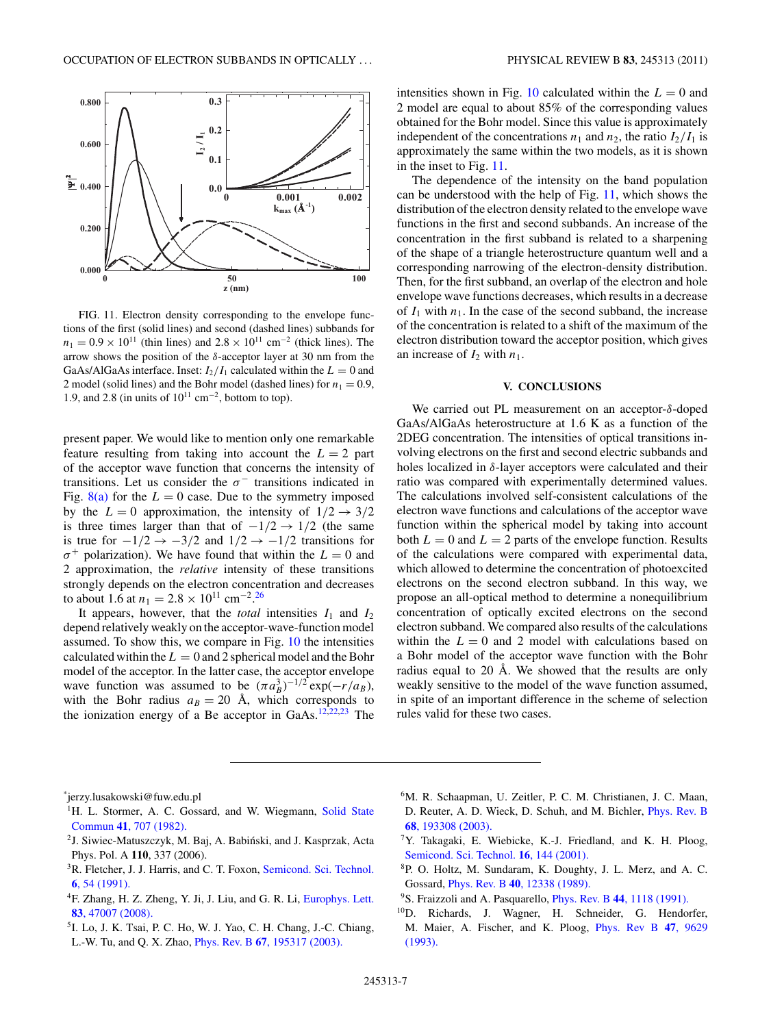FIG. 11. Electron density corresponding to the envelope functions of the first (solid lines) and second (dashed lines) subbands for $n_1 = 0.9 \times 10^{11}$ (thin lines) and $2.8 \times 10^{11}$ cm$^{-2}$ (thick lines). The arrow shows the position of the $\delta$-acceptor layer at 30 nm from the GaAs/AlGaAs interface. Inset: $I_2/I_1$ calculated within the $L = 0$ and 2 model (solid lines) and the Bohr model (dashed lines) for $n_1 = 0.9$, 1.9, and 2.8 (in units of $10^{11}$ cm$^{-2}$, bottom to top).

present paper. We would like to mention only one remarkable feature resulting from taking into account the $L = 2$ part of the acceptor wave function that concerns the intensity of transitions. Let us consider the $\sigma^-$ transitions indicated in Fig. 8(a) for the $L = 0$ case. Due to the symmetry imposed by the $L = 0$ approximation, the intensity of $1/2 \to 3/2$ is three times larger than that of $-1/2 \to 1/2$ (the same is true for $-1/2 \to -3/2$ and $1/2 \to -1/2$ transitions for $\sigma^+$ polarization). We have found that within the $L = 0$ and 2 approximation, the *relative* intensity of these transitions strongly depends on the electron concentration and decreases to about 1.6 at $n_1 = 2.8 \times 10^{11}$ cm$^{-2}$.[26]

It appears, however, that the *total* intensities $I_1$ and $I_2$ depend relatively weakly on the acceptor-wave-function model assumed. To show this, we compare in Fig. 10 the intensities calculated within the $L = 0$ and 2 spherical model and the Bohr model of the acceptor. In the latter case, the acceptor envelope wave function was assumed to be $(\pi a_B^3)^{-1/2} \exp(-r/a_B)$, with the Bohr radius $a_B = 20$ Å, which corresponds to the ionization energy of a Be acceptor in GaAs.[12,22,23] The intensities shown in Fig. 10 calculated within the $L = 0$ and 2 model are equal to about 85% of the corresponding values obtained for the Bohr model. Since this value is approximately independent of the concentrations $n_1$ and $n_2$, the ratio $I_2/I_1$ is approximately the same within the two models, as it is shown in the inset to Fig. 11.

The dependence of the intensity on the band population can be understood with the help of Fig. 11, which shows the distribution of the electron density related to the envelope wave functions in the first and second subbands. An increase of the concentration in the first subband is related to a sharpening of the shape of a triangle heterostructure quantum well and a corresponding narrowing of the electron-density distribution. Then, for the first subband, an overlap of the electron and hole envelope wave functions decreases, which results in a decrease of $I_1$ with $n_1$. In the case of the second subband, the increase of the concentration is related to a shift of the maximum of the electron distribution toward the acceptor position, which gives an increase of $I_2$ with $n_1$.

## V. CONCLUSIONS

We carried out PL measurement on an acceptor-$\delta$-doped GaAs/AlGaAs heterostructure at 1.6 K as a function of the 2DEG concentration. The intensities of optical transitions involving electrons on the first and second electric subbands and holes localized in $\delta$-layer acceptors were calculated and their ratio was compared with experimentally determined values. The calculations involved self-consistent calculations of the electron wave functions and calculations of the acceptor wave function within the spherical model by taking into account both $L = 0$ and $L = 2$ parts of the envelope function. Results of the calculations were compared with experimental data, which allowed to determine the concentration of photoexcited electrons on the second electron subband. In this way, we propose an all-optical method to determine a nonequilibrium concentration of optically excited electrons on the second electron subband. We compared also results of the calculations within the $L = 0$ and 2 model with calculations based on a Bohr model of the acceptor wave function with the Bohr radius equal to 20 Å. We showed that the results are only weakly sensitive to the model of the wave function assumed, in spite of an important difference in the scheme of selection rules valid for these two cases.

---

*jerzy.lusakowski@fuw.edu.pl

[1] H. L. Stormer, A. C. Gossard, and W. Wiegmann, Solid State Commun **41**, 707 (1982).

[2] J. Siwiec-Matuszczyk, M. Baj, A. Babiński, and J. Kasprzak, Acta Phys. Pol. A **110**, 337 (2006).

[3] R. Fletcher, J. J. Harris, and C. T. Foxon, Semicond. Sci. Technol. **6**, 54 (1991).

[4] F. Zhang, H. Z. Zheng, Y. Ji, J. Liu, and G. R. Li, Europhys. Lett. **83**, 47007 (2008).

[5] I. Lo, J. K. Tsai, P. C. Ho, W. J. Yao, C. H. Chang, J.-C. Chiang, L.-W. Tu, and Q. X. Zhao, Phys. Rev. B **67**, 195317 (2003).

[6] M. R. Schaapman, U. Zeitler, P. C. M. Christianen, J. C. Maan, D. Reuter, A. D. Wieck, D. Schuh, and M. Bichler, Phys. Rev. B **68**, 193308 (2003).

[7] Y. Takagaki, E. Wiebicke, K.-J. Friedland, and K. Ploog, Semicond. Sci. Technol. **16**, 144 (2001).

[8] P. O. Holtz, M. Sundaram, K. Doughty, J. L. Merz, and A. C. Gossard, Phys. Rev. B **40**, 12338 (1989).

[9] S. Fraizzoli and A. Pasquarello, Phys. Rev. B **44**, 1118 (1991).

[10] D. Richards, J. Wagner, H. Schneider, G. Hendorfer, M. Maier, A. Fischer, and K. Ploog, Phys. Rev B **47**, 9629 (1993).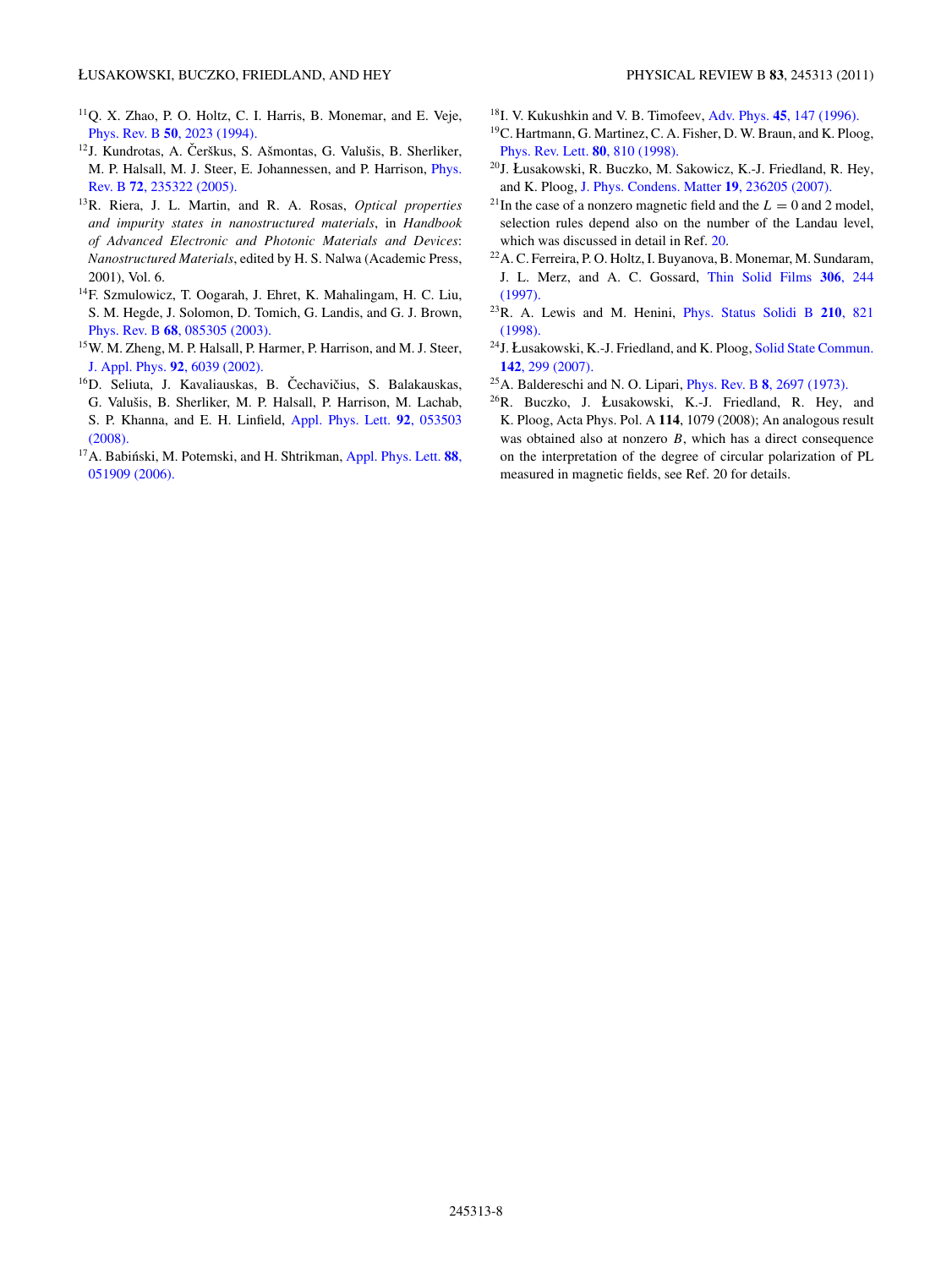[11] Q. X. Zhao, P. O. Holtz, C. I. Harris, B. Monemar, and E. Veje, Phys. Rev. B **50**, 2023 (1994).

[12] J. Kundrotas, A. Čerškus, S. Ašmontas, G. Valušis, B. Sherliker, M. P. Halsall, M. J. Steer, E. Johannessen, and P. Harrison, Phys. Rev. B **72**, 235322 (2005).

[13] R. Riera, J. L. Martin, and R. A. Rosas, *Optical properties and impurity states in nanostructured materials*, in *Handbook of Advanced Electronic and Photonic Materials and Devices*: *Nanostructured Materials*, edited by H. S. Nalwa (Academic Press, 2001), Vol. 6.

[14] F. Szmulowicz, T. Oogarah, J. Ehret, K. Mahalingam, H. C. Liu, S. M. Hegde, J. Solomon, D. Tomich, G. Landis, and G. J. Brown, Phys. Rev. B **68**, 085305 (2003).

[15] W. M. Zheng, M. P. Halsall, P. Harmer, P. Harrison, and M. J. Steer, J. Appl. Phys. **92**, 6039 (2002).

[16] D. Seliuta, J. Kavaliauskas, B. Čechavičius, S. Balakauskas, G. Valušis, B. Sherliker, M. P. Halsall, P. Harrison, M. Lachab, S. P. Khanna, and E. H. Linfield, Appl. Phys. Lett. **92**, 053503 (2008).

[17] A. Babiński, M. Potemski, and H. Shtrikman, Appl. Phys. Lett. **88**, 051909 (2006).

[18] I. V. Kukushkin and V. B. Timofeev, Adv. Phys. **45**, 147 (1996).

[19] C. Hartmann, G. Martinez, C. A. Fisher, D. W. Braun, and K. Ploog, Phys. Rev. Lett. **80**, 810 (1998).

[20] J. Łusakowski, R. Buczko, M. Sakowicz, K.-J. Friedland, R. Hey, and K. Ploog, J. Phys. Condens. Matter **19**, 236205 (2007).

[21] In the case of a nonzero magnetic field and the $L = 0$ and 2 model, selection rules depend also on the number of the Landau level, which was discussed in detail in Ref. 20.

[22] A. C. Ferreira, P. O. Holtz, I. Buyanova, B. Monemar, M. Sundaram, J. L. Merz, and A. C. Gossard, Thin Solid Films **306**, 244 (1997).

[23] R. A. Lewis and M. Henini, Phys. Status Solidi B **210**, 821 (1998).

[24] J. Łusakowski, K.-J. Friedland, and K. Ploog, Solid State Commun. **142**, 299 (2007).

[25] A. Baldereschi and N. O. Lipari, Phys. Rev. B **8**, 2697 (1973).

[26] R. Buczko, J. Łusakowski, K.-J. Friedland, R. Hey, and K. Ploog, Acta Phys. Pol. A **114**, 1079 (2008); An analogous result was obtained also at nonzero $B$, which has a direct consequence on the interpretation of the degree of circular polarization of PL measured in magnetic fields, see Ref. 20 for details.